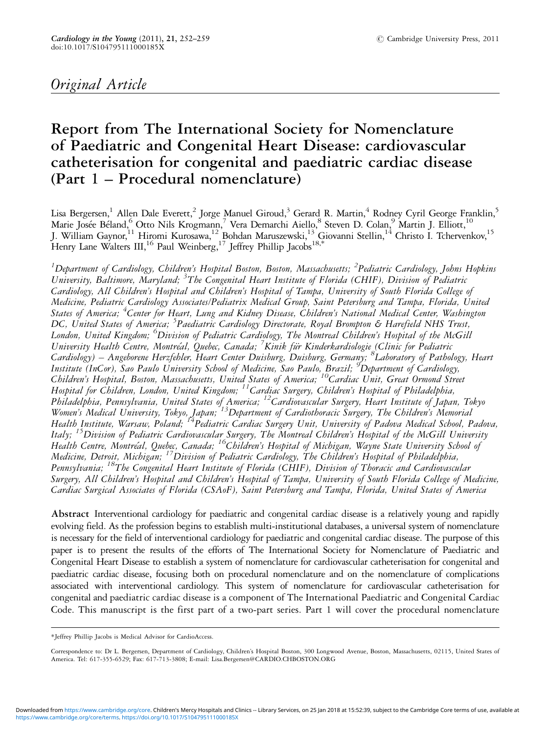*Original Article*

# Report from The International Society for Nomenclature of Paediatric and Congenital Heart Disease: cardiovascular catheterisation for congenital and paediatric cardiac disease (Part 1 – Procedural nomenclature)

Lisa Bergersen,[1] Allen Dale Everett,[2] Jorge Manuel Giroud,[3] Gerard R. Martin,[4] Rodney Cyril George Franklin,[5] Marie Josée Béland,[6] Otto Nils Krogmann,[7] Vera Demarchi Aiello,[8] Steven D. Colan,[9] Martin J. Elliott,[10] J. William Gaynor,[11] Hiromi Kurosawa,[12] Bohdan Maruszewski,[13] Giovanni Stellin,[14] Christo I. Tchervenkov,[15] Henry Lane Walters III,[16] Paul Weinberg,[17] Jeffrey Phillip Jacobs[18,*]

[1]*Department of Cardiology, Children's Hospital Boston, Boston, Massachusetts;* [2]*Pediatric Cardiology, Johns Hopkins University, Baltimore, Maryland;* [3]*The Congenital Heart Institute of Florida (CHIF), Division of Pediatric Cardiology, All Children's Hospital and Children's Hospital of Tampa, University of South Florida College of Medicine, Pediatric Cardiology Associates/Pediatrix Medical Group, Saint Petersburg and Tampa, Florida, United States of America;* [4]*Center for Heart, Lung and Kidney Disease, Children's National Medical Center, Washington DC, United States of America;* [5]*Paediatric Cardiology Directorate, Royal Brompton & Harefield NHS Trust, London, United Kingdom;* [6]*Division of Pediatric Cardiology, The Montreal Children's Hospital of the McGill University Health Centre, Montréal, Quebec, Canada;* [7]*Kinik für Kinderkardiologie (Clinic for Pediatric Cardiology) – Angeborene Herzfehler, Heart Center Duisburg, Duisburg, Germany;* [8]*Laboratory of Pathology, Heart Institute (InCor), Sao Paulo University School of Medicine, Sao Paulo, Brazil;* [9]*Department of Cardiology, Children's Hospital, Boston, Massachusetts, United States of America;* [10]*Cardiac Unit, Great Ormond Street Hospital for Children, London, United Kingdom;* [11]*Cardiac Surgery, Children's Hospital of Philadelphia, Philadelphia, Pennsylvania, United States of America;* [12]*Cardiovascular Surgery, Heart Institute of Japan, Tokyo Women's Medical University, Tokyo, Japan;* [13]*Department of Cardiothoracic Surgery, The Children's Memorial Health Institute, Warsaw, Poland;* [14]*Pediatric Cardiac Surgery Unit, University of Padova Medical School, Padova, Italy;* [15]*Division of Pediatric Cardiovascular Surgery, The Montreal Children's Hospital of the McGill University Health Centre, Montréal, Quebec, Canada;* [16]*Children's Hospital of Michigan, Wayne State University School of Medicine, Detroit, Michigan;* [17]*Division of Pediatric Cardiology, The Children's Hospital of Philadelphia, Pennsylvania;* [18]*The Congenital Heart Institute of Florida (CHIF), Division of Thoracic and Cardiovascular Surgery, All Children's Hospital and Children's Hospital of Tampa, University of South Florida College of Medicine, Cardiac Surgical Associates of Florida (CSAoF), Saint Petersburg and Tampa, Florida, United States of America*

**Abstract** Interventional cardiology for paediatric and congenital cardiac disease is a relatively young and rapidly evolving field. As the profession begins to establish multi-institutional databases, a universal system of nomenclature is necessary for the field of interventional cardiology for paediatric and congenital cardiac disease. The purpose of this paper is to present the results of the efforts of The International Society for Nomenclature of Paediatric and Congenital Heart Disease to establish a system of nomenclature for cardiovascular catheterisation for congenital and paediatric cardiac disease, focusing both on procedural nomenclature and on the nomenclature of complications associated with interventional cardiology. This system of nomenclature for cardiovascular catheterisation for congenital and paediatric cardiac disease is a component of The International Paediatric and Congenital Cardiac Code. This manuscript is the first part of a two-part series. Part 1 will cover the procedural nomenclature

*Jeffrey Phillip Jacobs is Medical Advisor for CardioAccess.

Correspondence to: Dr L. Bergersen, Department of Cardiology, Children's Hospital Boston, 300 Longwood Avenue, Boston, Massachusetts, 02115, United States of America. Tel: 617-355-6529; Fax: 617-713-3808; E-mail: Lisa.Bergersen@CARDIO.CHBOSTON.ORG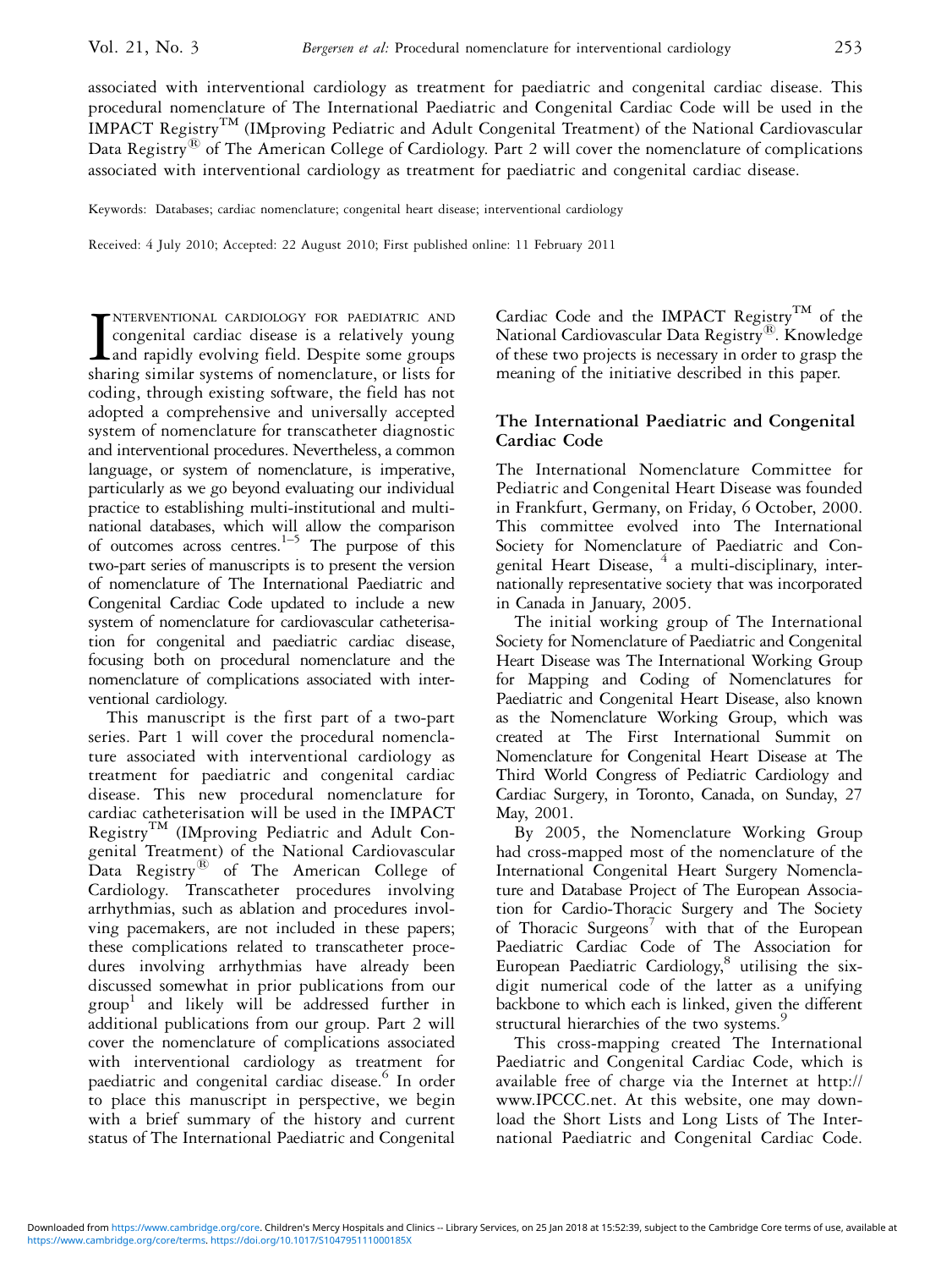associated with interventional cardiology as treatment for paediatric and congenital cardiac disease. This procedural nomenclature of The International Paediatric and Congenital Cardiac Code will be used in the IMPACT Registry™ (IMproving Pediatric and Adult Congenital Treatment) of the National Cardiovascular Data Registry® of The American College of Cardiology. Part 2 will cover the nomenclature of complications associated with interventional cardiology as treatment for paediatric and congenital cardiac disease.

Keywords: Databases; cardiac nomenclature; congenital heart disease; interventional cardiology

Received: 4 July 2010; Accepted: 22 August 2010; First published online: 11 February 2011

INTERVENTIONAL CARDIOLOGY FOR PAEDIATRIC AND congenital cardiac disease is a relatively young and rapidly evolving field. Despite some groups sharing similar systems of nomenclature, or lists for coding, through existing software, the field has not adopted a comprehensive and universally accepted system of nomenclature for transcatheter diagnostic and interventional procedures. Nevertheless, a common language, or system of nomenclature, is imperative, particularly as we go beyond evaluating our individual practice to establishing multi-institutional and multi-national databases, which will allow the comparison of outcomes across centres.[1–5] The purpose of this two-part series of manuscripts is to present the version of nomenclature of The International Paediatric and Congenital Cardiac Code updated to include a new system of nomenclature for cardiovascular catheterisation for congenital and paediatric cardiac disease, focusing both on procedural nomenclature and the nomenclature of complications associated with interventional cardiology.

This manuscript is the first part of a two-part series. Part 1 will cover the procedural nomenclature associated with interventional cardiology as treatment for paediatric and congenital cardiac disease. This new procedural nomenclature for cardiac catheterisation will be used in the IMPACT Registry™ (IMproving Pediatric and Adult Congenital Treatment) of the National Cardiovascular Data Registry® of The American College of Cardiology. Transcatheter procedures involving arrhythmias, such as ablation and procedures involving pacemakers, are not included in these papers; these complications related to transcatheter procedures involving arrhythmias have already been discussed somewhat in prior publications from our group[1] and likely will be addressed further in additional publications from our group. Part 2 will cover the nomenclature of complications associated with interventional cardiology as treatment for paediatric and congenital cardiac disease.[6] In order to place this manuscript in perspective, we begin with a brief summary of the history and current status of The International Paediatric and Congenital Cardiac Code and the IMPACT Registry™ of the National Cardiovascular Data Registry®. Knowledge of these two projects is necessary in order to grasp the meaning of the initiative described in this paper.

## The International Paediatric and Congenital Cardiac Code

The International Nomenclature Committee for Pediatric and Congenital Heart Disease was founded in Frankfurt, Germany, on Friday, 6 October, 2000. This committee evolved into The International Society for Nomenclature of Paediatric and Congenital Heart Disease,[4] a multi-disciplinary, internationally representative society that was incorporated in Canada in January, 2005.

The initial working group of The International Society for Nomenclature of Paediatric and Congenital Heart Disease was The International Working Group for Mapping and Coding of Nomenclatures for Paediatric and Congenital Heart Disease, also known as the Nomenclature Working Group, which was created at The First International Summit on Nomenclature for Congenital Heart Disease at The Third World Congress of Pediatric Cardiology and Cardiac Surgery, in Toronto, Canada, on Sunday, 27 May, 2001.

By 2005, the Nomenclature Working Group had cross-mapped most of the nomenclature of the International Congenital Heart Surgery Nomenclature and Database Project of The European Association for Cardio-Thoracic Surgery and The Society of Thoracic Surgeons[7] with that of the European Paediatric Cardiac Code of The Association for European Paediatric Cardiology,[8] utilising the six-digit numerical code of the latter as a unifying backbone to which each is linked, given the different structural hierarchies of the two systems.[9]

This cross-mapping created The International Paediatric and Congenital Cardiac Code, which is available free of charge via the Internet at http://www.IPCCC.net. At this website, one may download the Short Lists and Long Lists of The International Paediatric and Congenital Cardiac Code.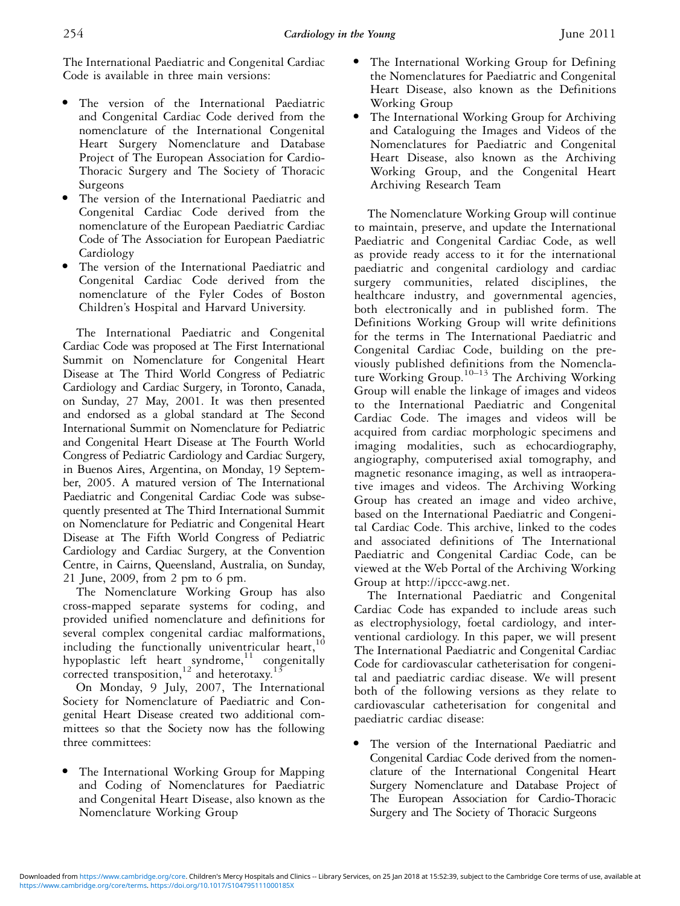The International Paediatric and Congenital Cardiac Code is available in three main versions:

- The version of the International Paediatric and Congenital Cardiac Code derived from the nomenclature of the International Congenital Heart Surgery Nomenclature and Database Project of The European Association for Cardio-Thoracic Surgery and The Society of Thoracic Surgeons
- The version of the International Paediatric and Congenital Cardiac Code derived from the nomenclature of the European Paediatric Cardiac Code of The Association for European Paediatric Cardiology
- The version of the International Paediatric and Congenital Cardiac Code derived from the nomenclature of the Fyler Codes of Boston Children's Hospital and Harvard University.

The International Paediatric and Congenital Cardiac Code was proposed at The First International Summit on Nomenclature for Congenital Heart Disease at The Third World Congress of Pediatric Cardiology and Cardiac Surgery, in Toronto, Canada, on Sunday, 27 May, 2001. It was then presented and endorsed as a global standard at The Second International Summit on Nomenclature for Pediatric and Congenital Heart Disease at The Fourth World Congress of Pediatric Cardiology and Cardiac Surgery, in Buenos Aires, Argentina, on Monday, 19 September, 2005. A matured version of The International Paediatric and Congenital Cardiac Code was subsequently presented at The Third International Summit on Nomenclature for Pediatric and Congenital Heart Disease at The Fifth World Congress of Pediatric Cardiology and Cardiac Surgery, at the Convention Centre, in Cairns, Queensland, Australia, on Sunday, 21 June, 2009, from 2 pm to 6 pm.

The Nomenclature Working Group has also cross-mapped separate systems for coding, and provided unified nomenclature and definitions for several complex congenital cardiac malformations, including the functionally univentricular heart,[10] hypoplastic left heart syndrome,[11] congenitally corrected transposition,[12] and heterotaxy.[13]

On Monday, 9 July, 2007, The International Society for Nomenclature of Paediatric and Congenital Heart Disease created two additional committees so that the Society now has the following three committees:

- The International Working Group for Mapping and Coding of Nomenclatures for Paediatric and Congenital Heart Disease, also known as the Nomenclature Working Group
- The International Working Group for Defining the Nomenclatures for Paediatric and Congenital Heart Disease, also known as the Definitions Working Group
- The International Working Group for Archiving and Cataloguing the Images and Videos of the Nomenclatures for Paediatric and Congenital Heart Disease, also known as the Archiving Working Group, and the Congenital Heart Archiving Research Team

The Nomenclature Working Group will continue to maintain, preserve, and update the International Paediatric and Congenital Cardiac Code, as well as provide ready access to it for the international paediatric and congenital cardiology and cardiac surgery communities, related disciplines, the healthcare industry, and governmental agencies, both electronically and in published form. The Definitions Working Group will write definitions for the terms in The International Paediatric and Congenital Cardiac Code, building on the previously published definitions from the Nomenclature Working Group.[10–13] The Archiving Working Group will enable the linkage of images and videos to the International Paediatric and Congenital Cardiac Code. The images and videos will be acquired from cardiac morphologic specimens and imaging modalities, such as echocardiography, angiography, computerised axial tomography, and magnetic resonance imaging, as well as intraoperative images and videos. The Archiving Working Group has created an image and video archive, based on the International Paediatric and Congenital Cardiac Code. This archive, linked to the codes and associated definitions of The International Paediatric and Congenital Cardiac Code, can be viewed at the Web Portal of the Archiving Working Group at http://ipccc-awg.net.

The International Paediatric and Congenital Cardiac Code has expanded to include areas such as electrophysiology, foetal cardiology, and interventional cardiology. In this paper, we will present The International Paediatric and Congenital Cardiac Code for cardiovascular catheterisation for congenital and paediatric cardiac disease. We will present both of the following versions as they relate to cardiovascular catheterisation for congenital and paediatric cardiac disease:

- The version of the International Paediatric and Congenital Cardiac Code derived from the nomenclature of the International Congenital Heart Surgery Nomenclature and Database Project of The European Association for Cardio-Thoracic Surgery and The Society of Thoracic Surgeons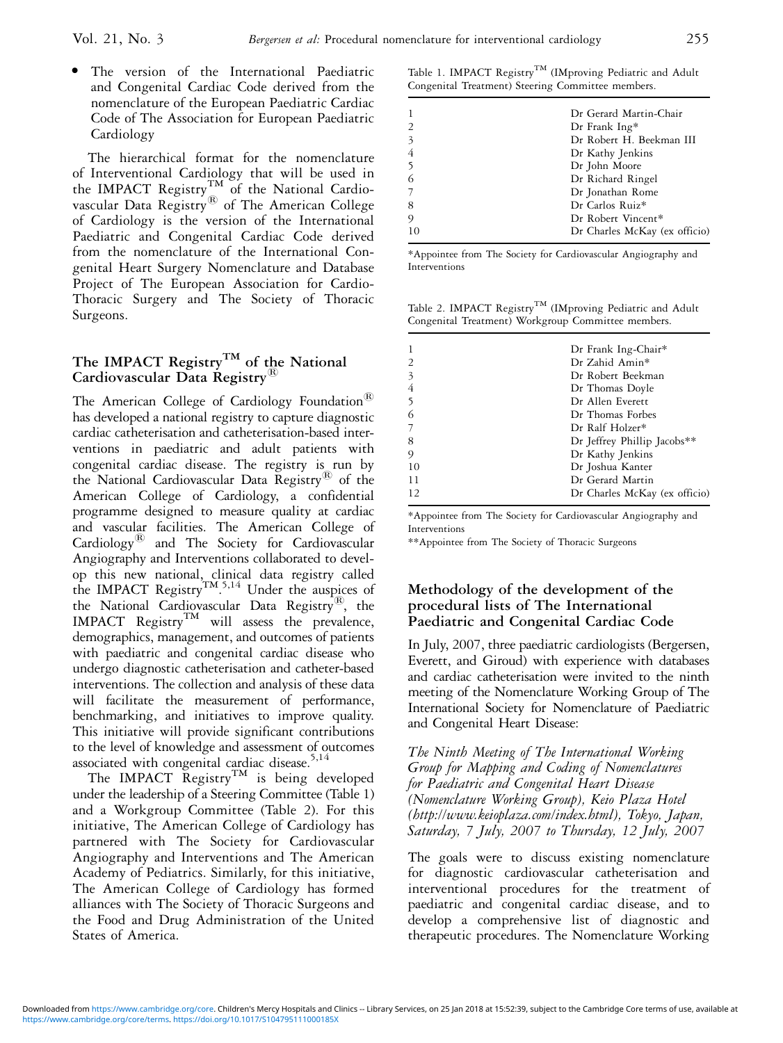- The version of the International Paediatric and Congenital Cardiac Code derived from the nomenclature of the European Paediatric Cardiac Code of The Association for European Paediatric Cardiology

The hierarchical format for the nomenclature of Interventional Cardiology that will be used in the IMPACT Registry™ of the National Cardiovascular Data Registry® of The American College of Cardiology is the version of the International Paediatric and Congenital Cardiac Code derived from the nomenclature of the International Congenital Heart Surgery Nomenclature and Database Project of The European Association for Cardio-Thoracic Surgery and The Society of Thoracic Surgeons.

## The IMPACT Registry™ of the National Cardiovascular Data Registry®

The American College of Cardiology Foundation® has developed a national registry to capture diagnostic cardiac catheterisation and catheterisation-based interventions in paediatric and adult patients with congenital cardiac disease. The registry is run by the National Cardiovascular Data Registry® of the American College of Cardiology, a confidential programme designed to measure quality at cardiac and vascular facilities. The American College of Cardiology® and The Society for Cardiovascular Angiography and Interventions collaborated to develop this new national, clinical data registry called the IMPACT Registry™.[5,14] Under the auspices of the National Cardiovascular Data Registry®, the IMPACT Registry™ will assess the prevalence, demographics, management, and outcomes of patients with paediatric and congenital cardiac disease who undergo diagnostic catheterisation and catheter-based interventions. The collection and analysis of these data will facilitate the measurement of performance, benchmarking, and initiatives to improve quality. This initiative will provide significant contributions to the level of knowledge and assessment of outcomes associated with congenital cardiac disease.[5,14]

The IMPACT Registry™ is being developed under the leadership of a Steering Committee (Table 1) and a Workgroup Committee (Table 2). For this initiative, The American College of Cardiology has partnered with The Society for Cardiovascular Angiography and Interventions and The American Academy of Pediatrics. Similarly, for this initiative, The American College of Cardiology has formed alliances with The Society of Thoracic Surgeons and the Food and Drug Administration of the United States of America.

Table 1. IMPACT Registry™ (IMproving Pediatric and Adult Congenital Treatment) Steering Committee members.

| | |
|---|---|
| 1 | Dr Gerard Martin-Chair |
| 2 | Dr Frank Ing* |
| 3 | Dr Robert H. Beekman III |
| 4 | Dr Kathy Jenkins |
| 5 | Dr John Moore |
| 6 | Dr Richard Ringel |
| 7 | Dr Jonathan Rome |
| 8 | Dr Carlos Ruiz* |
| 9 | Dr Robert Vincent* |
| 10 | Dr Charles McKay (ex officio) |

*Appointee from The Society for Cardiovascular Angiography and Interventions

Table 2. IMPACT Registry™ (IMproving Pediatric and Adult Congenital Treatment) Workgroup Committee members.

| | |
|---|---|
| 1 | Dr Frank Ing-Chair* |
| 2 | Dr Zahid Amin* |
| 3 | Dr Robert Beekman |
| 4 | Dr Thomas Doyle |
| 5 | Dr Allen Everett |
| 6 | Dr Thomas Forbes |
| 7 | Dr Ralf Holzer* |
| 8 | Dr Jeffrey Phillip Jacobs** |
| 9 | Dr Kathy Jenkins |
| 10 | Dr Joshua Kanter |
| 11 | Dr Gerard Martin |
| 12 | Dr Charles McKay (ex officio) |

*Appointee from The Society for Cardiovascular Angiography and Interventions
**Appointee from The Society of Thoracic Surgeons

## Methodology of the development of the procedural lists of The International Paediatric and Congenital Cardiac Code

In July, 2007, three paediatric cardiologists (Bergersen, Everett, and Giroud) with experience with databases and cardiac catheterisation were invited to the ninth meeting of the Nomenclature Working Group of The International Society for Nomenclature of Paediatric and Congenital Heart Disease:

*The Ninth Meeting of The International Working Group for Mapping and Coding of Nomenclatures for Paediatric and Congenital Heart Disease (Nomenclature Working Group), Keio Plaza Hotel (http://www.keioplaza.com/index.html), Tokyo, Japan, Saturday, 7 July, 2007 to Thursday, 12 July, 2007*

The goals were to discuss existing nomenclature for diagnostic cardiovascular catheterisation and interventional procedures for the treatment of paediatric and congenital cardiac disease, and to develop a comprehensive list of diagnostic and therapeutic procedures. The Nomenclature Working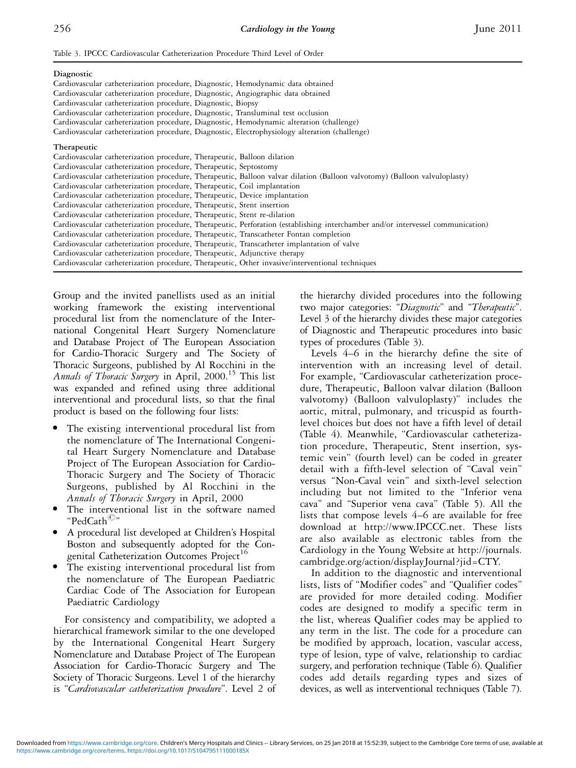Table 3. IPCCC Cardiovascular Catheterization Procedure Third Level of Order

| |
|---|
| **Diagnostic** |
| Cardiovascular catheterization procedure, Diagnostic, Hemodynamic data obtained |
| Cardiovascular catheterization procedure, Diagnostic, Angiographic data obtained |
| Cardiovascular catheterization procedure, Diagnostic, Biopsy |
| Cardiovascular catheterization procedure, Diagnostic, Transluminal test occlusion |
| Cardiovascular catheterization procedure, Diagnostic, Hemodynamic alteration (challenge) |
| Cardiovascular catheterization procedure, Diagnostic, Electrophysiology alteration (challenge) |
| **Therapeutic** |
| Cardiovascular catheterization procedure, Therapeutic, Balloon dilation |
| Cardiovascular catheterization procedure, Therapeutic, Septostomy |
| Cardiovascular catheterization procedure, Therapeutic, Balloon valvar dilation (Balloon valvotomy) (Balloon valvuloplasty) |
| Cardiovascular catheterization procedure, Therapeutic, Coil implantation |
| Cardiovascular catheterization procedure, Therapeutic, Device implantation |
| Cardiovascular catheterization procedure, Therapeutic, Stent insertion |
| Cardiovascular catheterization procedure, Therapeutic, Stent re-dilation |
| Cardiovascular catheterization procedure, Therapeutic, Perforation (establishing interchamber and/or intervessel communication) |
| Cardiovascular catheterization procedure, Therapeutic, Transcatheter Fontan completion |
| Cardiovascular catheterization procedure, Therapeutic, Transcatheter implantation of valve |
| Cardiovascular catheterization procedure, Therapeutic, Adjunctive therapy |
| Cardiovascular catheterization procedure, Therapeutic, Other invasive/interventional techniques |

Group and the invited panellists used as an initial working framework the existing interventional procedural list from the nomenclature of the International Congenital Heart Surgery Nomenclature and Database Project of The European Association for Cardio-Thoracic Surgery and The Society of Thoracic Surgeons, published by Al Rocchini in the *Annals of Thoracic Surgery* in April, 2000.[15] This list was expanded and refined using three additional interventional and procedural lists, so that the final product is based on the following four lists:

- The existing interventional procedural list from the nomenclature of The International Congenital Heart Surgery Nomenclature and Database Project of The European Association for Cardio-Thoracic Surgery and The Society of Thoracic Surgeons, published by Al Rocchini in the *Annals of Thoracic Surgery* in April, 2000
- The interventional list in the software named "PedCath©"
- A procedural list developed at Children's Hospital Boston and subsequently adopted for the Congenital Catheterization Outcomes Project[16]
- The existing interventional procedural list from the nomenclature of The European Paediatric Cardiac Code of The Association for European Paediatric Cardiology

For consistency and compatibility, we adopted a hierarchical framework similar to the one developed by the International Congenital Heart Surgery Nomenclature and Database Project of The European Association for Cardio-Thoracic Surgery and The Society of Thoracic Surgeons. Level 1 of the hierarchy is "*Cardiovascular catheterization procedure*". Level 2 of the hierarchy divided procedures into the following two major categories: "*Diagnostic*" and "*Therapeutic*". Level 3 of the hierarchy divides these major categories of Diagnostic and Therapeutic procedures into basic types of procedures (Table 3).

Levels 4–6 in the hierarchy define the site of intervention with an increasing level of detail. For example, "Cardiovascular catheterization procedure, Therapeutic, Balloon valvar dilation (Balloon valvotomy) (Balloon valvuloplasty)" includes the aortic, mitral, pulmonary, and tricuspid as fourth-level choices but does not have a fifth level of detail (Table 4). Meanwhile, "Cardiovascular catheterization procedure, Therapeutic, Stent insertion, systemic vein" (fourth level) can be coded in greater detail with a fifth-level selection of "Caval vein" versus "Non-Caval vein" and sixth-level selection including but not limited to the "Inferior vena cava" and "Superior vena cava" (Table 5). All the lists that compose levels 4–6 are available for free download at http://www.IPCCC.net. These lists are also available as electronic tables from the Cardiology in the Young Website at http://journals.cambridge.org/action/displayJournal?jid=CTY.

In addition to the diagnostic and interventional lists, lists of "Modifier codes" and "Qualifier codes" are provided for more detailed coding. Modifier codes are designed to modify a specific term in the list, whereas Qualifier codes may be applied to any term in the list. The code for a procedure can be modified by approach, location, vascular access, type of lesion, type of valve, relationship to cardiac surgery, and perforation technique (Table 6). Qualifier codes add details regarding types and sizes of devices, as well as interventional techniques (Table 7).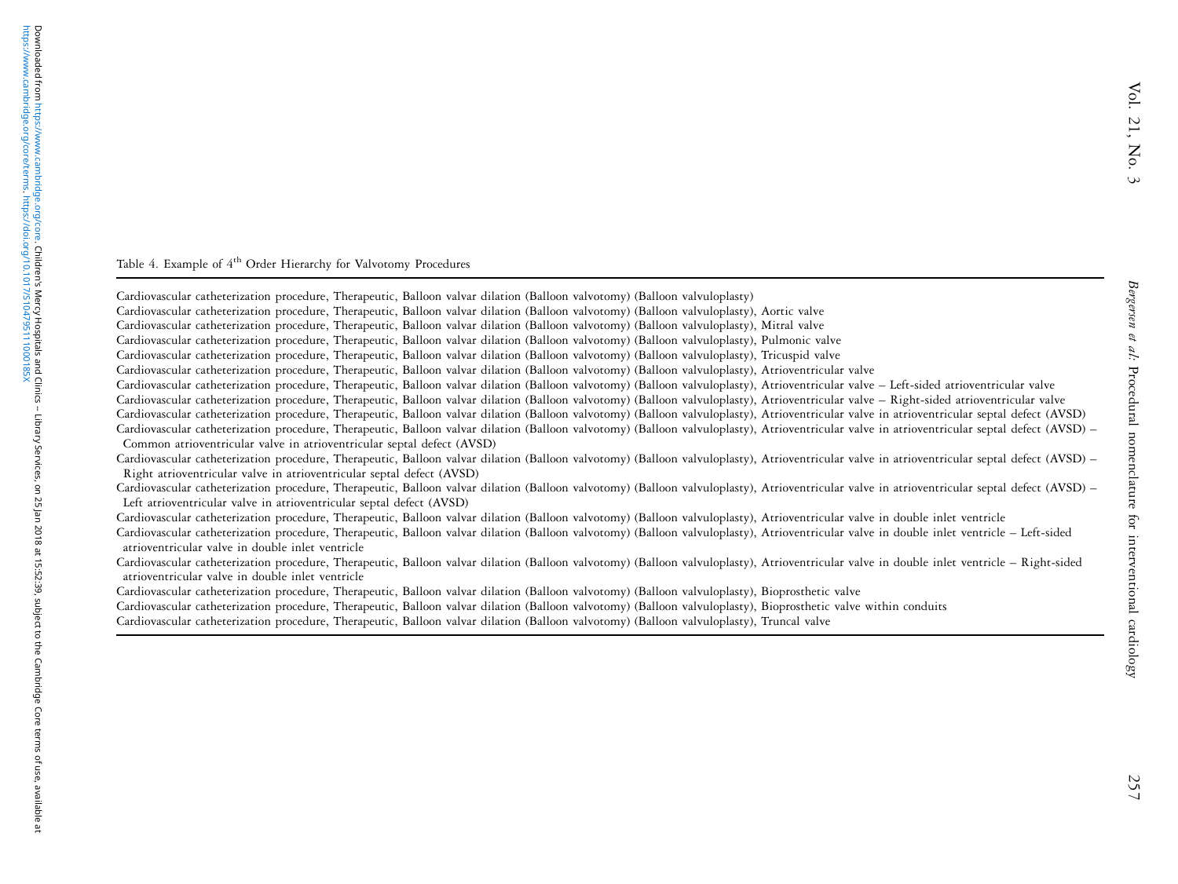Table 4. Example of 4th Order Hierarchy for Valvotomy Procedures

| |
|---|
| Cardiovascular catheterization procedure, Therapeutic, Balloon valvar dilation (Balloon valvotomy) (Balloon valvuloplasty) |
| Cardiovascular catheterization procedure, Therapeutic, Balloon valvar dilation (Balloon valvotomy) (Balloon valvuloplasty), Aortic valve |
| Cardiovascular catheterization procedure, Therapeutic, Balloon valvar dilation (Balloon valvotomy) (Balloon valvuloplasty), Mitral valve |
| Cardiovascular catheterization procedure, Therapeutic, Balloon valvar dilation (Balloon valvotomy) (Balloon valvuloplasty), Pulmonic valve |
| Cardiovascular catheterization procedure, Therapeutic, Balloon valvar dilation (Balloon valvotomy) (Balloon valvuloplasty), Tricuspid valve |
| Cardiovascular catheterization procedure, Therapeutic, Balloon valvar dilation (Balloon valvotomy) (Balloon valvuloplasty), Atrioventricular valve |
| Cardiovascular catheterization procedure, Therapeutic, Balloon valvar dilation (Balloon valvotomy) (Balloon valvuloplasty), Atrioventricular valve – Left-sided atrioventricular valve |
| Cardiovascular catheterization procedure, Therapeutic, Balloon valvar dilation (Balloon valvotomy) (Balloon valvuloplasty), Atrioventricular valve – Right-sided atrioventricular valve |
| Cardiovascular catheterization procedure, Therapeutic, Balloon valvar dilation (Balloon valvotomy) (Balloon valvuloplasty), Atrioventricular valve in atrioventricular septal defect (AVSD) |
| Cardiovascular catheterization procedure, Therapeutic, Balloon valvar dilation (Balloon valvotomy) (Balloon valvuloplasty), Atrioventricular valve in atrioventricular septal defect (AVSD) – Common atrioventricular valve in atrioventricular septal defect (AVSD) |
| Cardiovascular catheterization procedure, Therapeutic, Balloon valvar dilation (Balloon valvotomy) (Balloon valvuloplasty), Atrioventricular valve in atrioventricular septal defect (AVSD) – Right atrioventricular valve in atrioventricular septal defect (AVSD) |
| Cardiovascular catheterization procedure, Therapeutic, Balloon valvar dilation (Balloon valvotomy) (Balloon valvuloplasty), Atrioventricular valve in atrioventricular septal defect (AVSD) – Left atrioventricular valve in atrioventricular septal defect (AVSD) |
| Cardiovascular catheterization procedure, Therapeutic, Balloon valvar dilation (Balloon valvotomy) (Balloon valvuloplasty), Atrioventricular valve in double inlet ventricle |
| Cardiovascular catheterization procedure, Therapeutic, Balloon valvar dilation (Balloon valvotomy) (Balloon valvuloplasty), Atrioventricular valve in double inlet ventricle – Left-sided atrioventricular valve in double inlet ventricle |
| Cardiovascular catheterization procedure, Therapeutic, Balloon valvar dilation (Balloon valvotomy) (Balloon valvuloplasty), Atrioventricular valve in double inlet ventricle – Right-sided atrioventricular valve in double inlet ventricle |
| Cardiovascular catheterization procedure, Therapeutic, Balloon valvar dilation (Balloon valvotomy) (Balloon valvuloplasty), Bioprosthetic valve |
| Cardiovascular catheterization procedure, Therapeutic, Balloon valvar dilation (Balloon valvotomy) (Balloon valvuloplasty), Bioprosthetic valve within conduits |
| Cardiovascular catheterization procedure, Therapeutic, Balloon valvar dilation (Balloon valvotomy) (Balloon valvuloplasty), Truncal valve |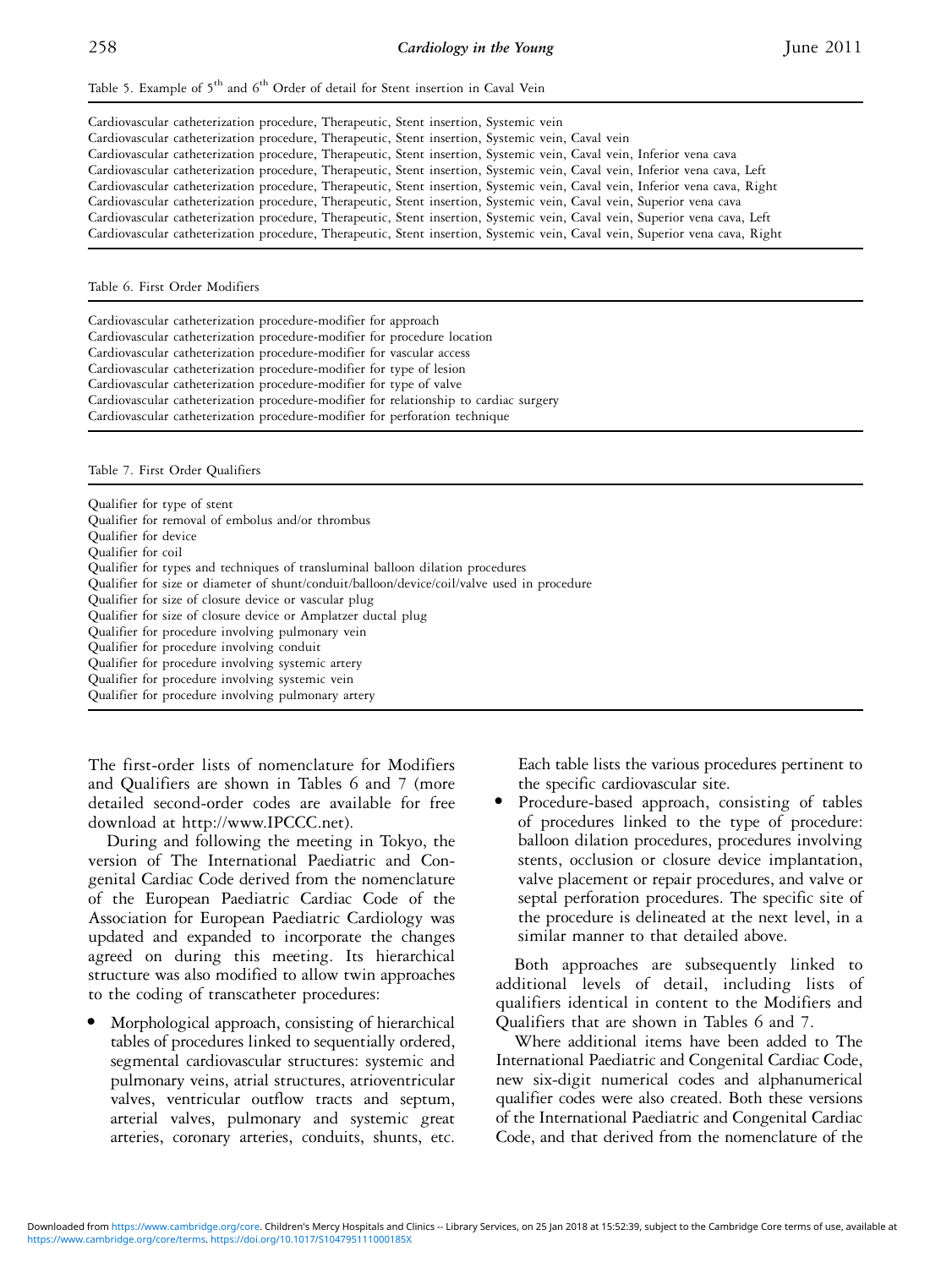Table 5. Example of $5^{th}$ and $6^{th}$ Order of detail for Stent insertion in Caval Vein

| |
|---|
| Cardiovascular catheterization procedure, Therapeutic, Stent insertion, Systemic vein |
| Cardiovascular catheterization procedure, Therapeutic, Stent insertion, Systemic vein, Caval vein |
| Cardiovascular catheterization procedure, Therapeutic, Stent insertion, Systemic vein, Caval vein, Inferior vena cava |
| Cardiovascular catheterization procedure, Therapeutic, Stent insertion, Systemic vein, Caval vein, Inferior vena cava, Left |
| Cardiovascular catheterization procedure, Therapeutic, Stent insertion, Systemic vein, Caval vein, Inferior vena cava, Right |
| Cardiovascular catheterization procedure, Therapeutic, Stent insertion, Systemic vein, Caval vein, Superior vena cava |
| Cardiovascular catheterization procedure, Therapeutic, Stent insertion, Systemic vein, Caval vein, Superior vena cava, Left |
| Cardiovascular catheterization procedure, Therapeutic, Stent insertion, Systemic vein, Caval vein, Superior vena cava, Right |

Table 6. First Order Modifiers

| |
|---|
| Cardiovascular catheterization procedure-modifier for approach |
| Cardiovascular catheterization procedure-modifier for procedure location |
| Cardiovascular catheterization procedure-modifier for vascular access |
| Cardiovascular catheterization procedure-modifier for type of lesion |
| Cardiovascular catheterization procedure-modifier for type of valve |
| Cardiovascular catheterization procedure-modifier for relationship to cardiac surgery |
| Cardiovascular catheterization procedure-modifier for perforation technique |

Table 7. First Order Qualifiers

| |
|---|
| Qualifier for type of stent |
| Qualifier for removal of embolus and/or thrombus |
| Qualifier for device |
| Qualifier for coil |
| Qualifier for types and techniques of transluminal balloon dilation procedures |
| Qualifier for size or diameter of shunt/conduit/balloon/device/coil/valve used in procedure |
| Qualifier for size of closure device or vascular plug |
| Qualifier for size of closure device or Amplatzer ductal plug |
| Qualifier for procedure involving pulmonary vein |
| Qualifier for procedure involving conduit |
| Qualifier for procedure involving systemic artery |
| Qualifier for procedure involving systemic vein |
| Qualifier for procedure involving pulmonary artery |

The first-order lists of nomenclature for Modifiers and Qualifiers are shown in Tables 6 and 7 (more detailed second-order codes are available for free download at http://www.IPCCC.net).

During and following the meeting in Tokyo, the version of The International Paediatric and Congenital Cardiac Code derived from the nomenclature of the European Paediatric Cardiac Code of the Association for European Paediatric Cardiology was updated and expanded to incorporate the changes agreed on during this meeting. Its hierarchical structure was also modified to allow twin approaches to the coding of transcatheter procedures:

- Morphological approach, consisting of hierarchical tables of procedures linked to sequentially ordered, segmental cardiovascular structures: systemic and pulmonary veins, atrial structures, atrioventricular valves, ventricular outflow tracts and septum, arterial valves, pulmonary and systemic great arteries, coronary arteries, conduits, shunts, etc. Each table lists the various procedures pertinent to the specific cardiovascular site.
- Procedure-based approach, consisting of tables of procedures linked to the type of procedure: balloon dilation procedures, procedures involving stents, occlusion or closure device implantation, valve placement or repair procedures, and valve or septal perforation procedures. The specific site of the procedure is delineated at the next level, in a similar manner to that detailed above.

Both approaches are subsequently linked to additional levels of detail, including lists of qualifiers identical in content to the Modifiers and Qualifiers that are shown in Tables 6 and 7.

Where additional items have been added to The International Paediatric and Congenital Cardiac Code, new six-digit numerical codes and alphanumerical qualifier codes were also created. Both these versions of the International Paediatric and Congenital Cardiac Code, and that derived from the nomenclature of the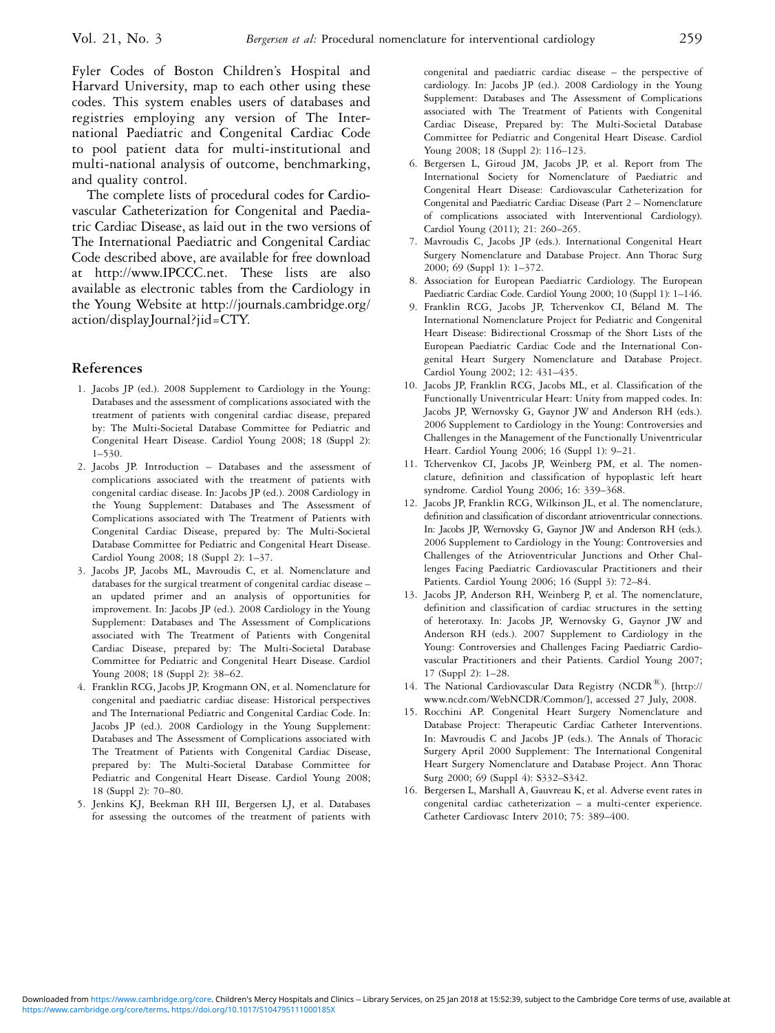Fyler Codes of Boston Children's Hospital and Harvard University, map to each other using these codes. This system enables users of databases and registries employing any version of The International Paediatric and Congenital Cardiac Code to pool patient data for multi-institutional and multi-national analysis of outcome, benchmarking, and quality control.

The complete lists of procedural codes for Cardiovascular Catheterization for Congenital and Paediatric Cardiac Disease, as laid out in the two versions of The International Paediatric and Congenital Cardiac Code described above, are available for free download at http://www.IPCCC.net. These lists are also available as electronic tables from the Cardiology in the Young Website at http://journals.cambridge.org/action/displayJournal?jid=CTY.

## References

1. Jacobs JP (ed.). 2008 Supplement to Cardiology in the Young: Databases and the assessment of complications associated with the treatment of patients with congenital cardiac disease, prepared by: The Multi-Societal Database Committee for Pediatric and Congenital Heart Disease. Cardiol Young 2008; 18 (Suppl 2): 1–530.
2. Jacobs JP. Introduction – Databases and the assessment of complications associated with the treatment of patients with congenital cardiac disease. In: Jacobs JP (ed.). 2008 Cardiology in the Young Supplement: Databases and The Assessment of Complications associated with The Treatment of Patients with Congenital Cardiac Disease, prepared by: The Multi-Societal Database Committee for Pediatric and Congenital Heart Disease. Cardiol Young 2008; 18 (Suppl 2): 1–37.
3. Jacobs JP, Jacobs ML, Mavroudis C, et al. Nomenclature and databases for the surgical treatment of congenital cardiac disease – an updated primer and an analysis of opportunities for improvement. In: Jacobs JP (ed.). 2008 Cardiology in the Young Supplement: Databases and The Assessment of Complications associated with The Treatment of Patients with Congenital Cardiac Disease, prepared by: The Multi-Societal Database Committee for Pediatric and Congenital Heart Disease. Cardiol Young 2008; 18 (Suppl 2): 38–62.
4. Franklin RCG, Jacobs JP, Krogmann ON, et al. Nomenclature for congenital and paediatric cardiac disease: Historical perspectives and The International Pediatric and Congenital Cardiac Code. In: Jacobs JP (ed.). 2008 Cardiology in the Young Supplement: Databases and The Assessment of Complications associated with The Treatment of Patients with Congenital Cardiac Disease, prepared by: The Multi-Societal Database Committee for Pediatric and Congenital Heart Disease. Cardiol Young 2008; 18 (Suppl 2): 70–80.
5. Jenkins KJ, Beekman RH III, Bergersen LJ, et al. Databases for assessing the outcomes of the treatment of patients with congenital and paediatric cardiac disease – the perspective of cardiology. In: Jacobs JP (ed.). 2008 Cardiology in the Young Supplement: Databases and The Assessment of Complications associated with The Treatment of Patients with Congenital Cardiac Disease, Prepared by: The Multi-Societal Database Committee for Pediatric and Congenital Heart Disease. Cardiol Young 2008; 18 (Suppl 2): 116–123.
6. Bergersen L, Giroud JM, Jacobs JP, et al. Report from The International Society for Nomenclature of Paediatric and Congenital Heart Disease: Cardiovascular Catheterization for Congenital and Paediatric Cardiac Disease (Part 2 – Nomenclature of complications associated with Interventional Cardiology). Cardiol Young (2011); 21: 260–265.
7. Mavroudis C, Jacobs JP (eds.). International Congenital Heart Surgery Nomenclature and Database Project. Ann Thorac Surg 2000; 69 (Suppl 1): 1–372.
8. Association for European Paediatric Cardiology. The European Paediatric Cardiac Code. Cardiol Young 2000; 10 (Suppl 1): 1–146.
9. Franklin RCG, Jacobs JP, Tchervenkov CI, Béland M. The International Nomenclature Project for Pediatric and Congenital Heart Disease: Bidirectional Crossmap of the Short Lists of the European Paediatric Cardiac Code and the International Congenital Heart Surgery Nomenclature and Database Project. Cardiol Young 2002; 12: 431–435.
10. Jacobs JP, Franklin RCG, Jacobs ML, et al. Classification of the Functionally Univentricular Heart: Unity from mapped codes. In: Jacobs JP, Wernovsky G, Gaynor JW and Anderson RH (eds.). 2006 Supplement to Cardiology in the Young: Controversies and Challenges in the Management of the Functionally Univentricular Heart. Cardiol Young 2006; 16 (Suppl 1): 9–21.
11. Tchervenkov CI, Jacobs JP, Weinberg PM, et al. The nomenclature, definition and classification of hypoplastic left heart syndrome. Cardiol Young 2006; 16: 339–368.
12. Jacobs JP, Franklin RCG, Wilkinson JL, et al. The nomenclature, definition and classification of discordant atrioventricular connections. In: Jacobs JP, Wernovsky G, Gaynor JW and Anderson RH (eds.). 2006 Supplement to Cardiology in the Young: Controversies and Challenges of the Atrioventricular Junctions and Other Challenges Facing Paediatric Cardiovascular Practitioners and their Patients. Cardiol Young 2006; 16 (Suppl 3): 72–84.
13. Jacobs JP, Anderson RH, Weinberg P, et al. The nomenclature, definition and classification of cardiac structures in the setting of heterotaxy. In: Jacobs JP, Wernovsky G, Gaynor JW and Anderson RH (eds.). 2007 Supplement to Cardiology in the Young: Controversies and Challenges Facing Paediatric Cardiovascular Practitioners and their Patients. Cardiol Young 2007; 17 (Suppl 2): 1–28.
14. The National Cardiovascular Data Registry (NCDR®). [http://www.ncdr.com/WebNCDR/Common/], accessed 27 July, 2008.
15. Rocchini AP. Congenital Heart Surgery Nomenclature and Database Project: Therapeutic Cardiac Catheter Interventions. In: Mavroudis C and Jacobs JP (eds.). The Annals of Thoracic Surgery April 2000 Supplement: The International Congenital Heart Surgery Nomenclature and Database Project. Ann Thorac Surg 2000; 69 (Suppl 4): S332–S342.
16. Bergersen L, Marshall A, Gauvreau K, et al. Adverse event rates in congenital cardiac catheterization – a multi-center experience. Catheter Cardiovasc Interv 2010; 75: 389–400.